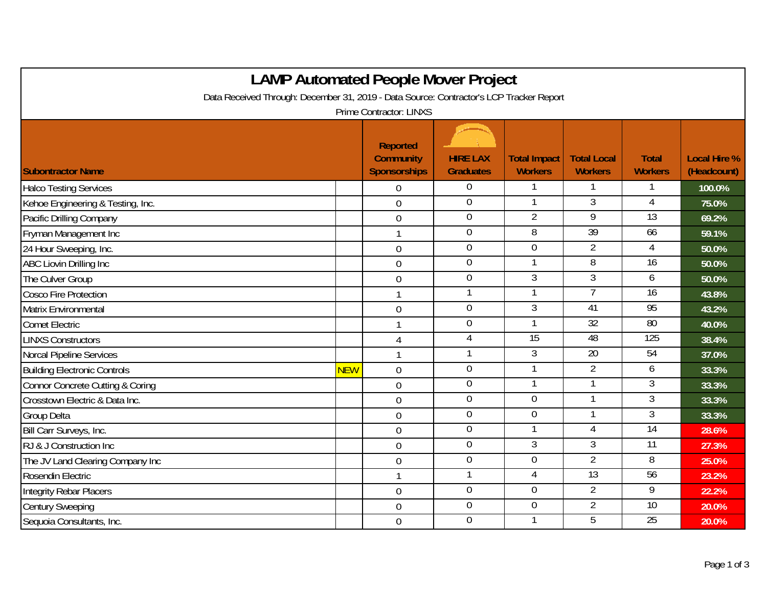# LAMP Automated People Mover Project

Data Received Through: December 31, 2019 - Data Source: Contractor's LCP Tracker Report

Prime Contractor: LINXS

| Subontractor Name | | Reported Community Sponsorships | HIRE LAX Graduates | Total Impact Workers | Total Local Workers | Total Workers | Local Hire % (Headcount) |
|---|---|---|---|---|---|---|---|
| Halco Testing Services | | 0 | 0 | 1 | 1 | 1 | 100.0% |
| Kehoe Engineering & Testing, Inc. | | 0 | 0 | 1 | 3 | 4 | 75.0% |
| Pacific Drilling Company | | 0 | 0 | 2 | 9 | 13 | 69.2% |
| Fryman Management Inc | | 1 | 0 | 8 | 39 | 66 | 59.1% |
| 24 Hour Sweeping, Inc. | | 0 | 0 | 0 | 2 | 4 | 50.0% |
| ABC Liovin Drilling Inc | | 0 | 0 | 1 | 8 | 16 | 50.0% |
| The Culver Group | | 0 | 0 | 3 | 3 | 6 | 50.0% |
| Cosco Fire Protection | | 1 | 1 | 1 | 7 | 16 | 43.8% |
| Matrix Environmental | | 0 | 0 | 3 | 41 | 95 | 43.2% |
| Comet Electric | | 1 | 0 | 1 | 32 | 80 | 40.0% |
| LINXS Constructors | | 4 | 4 | 15 | 48 | 125 | 38.4% |
| Norcal Pipeline Services | | 1 | 1 | 3 | 20 | 54 | 37.0% |
| Building Electronic Controls | NEW | 0 | 0 | 1 | 2 | 6 | 33.3% |
| Connor Concrete Cutting & Coring | | 0 | 0 | 1 | 1 | 3 | 33.3% |
| Crosstown Electric & Data Inc. | | 0 | 0 | 0 | 1 | 3 | 33.3% |
| Group Delta | | 0 | 0 | 0 | 1 | 3 | 33.3% |
| Bill Carr Surveys, Inc. | | 0 | 0 | 1 | 4 | 14 | 28.6% |
| RJ & J Construction Inc | | 0 | 0 | 3 | 3 | 11 | 27.3% |
| The JV Land Clearing Company Inc | | 0 | 0 | 0 | 2 | 8 | 25.0% |
| Rosendin Electric | | 1 | 1 | 4 | 13 | 56 | 23.2% |
| Integrity Rebar Placers | | 0 | 0 | 0 | 2 | 9 | 22.2% |
| Century Sweeping | | 0 | 0 | 0 | 2 | 10 | 20.0% |
| Sequoia Consultants, Inc. | | 0 | 0 | 1 | 5 | 25 | 20.0% |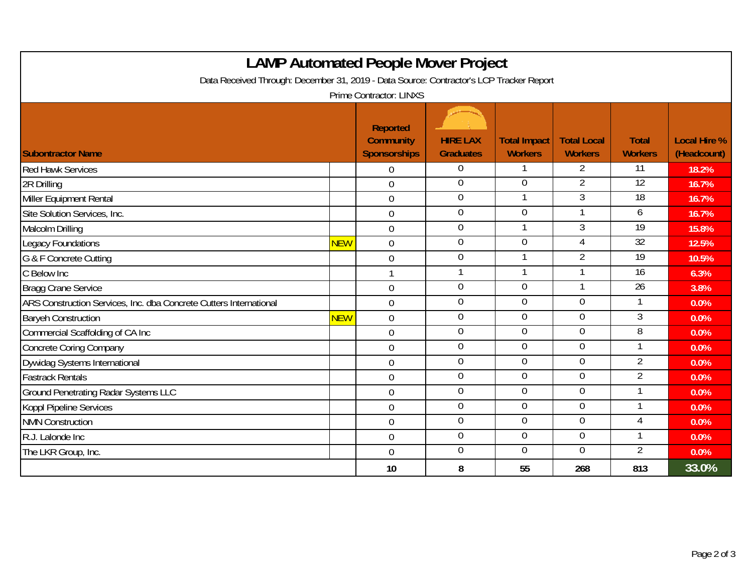# LAMP Automated People Mover Project

Data Received Through: December 31, 2019 - Data Source: Contractor's LCP Tracker Report

Prime Contractor: LINXS

| Subontractor Name | | Reported Community Sponsorships | HIRE LAX Graduates | Total Impact Workers | Total Local Workers | Total Workers | Local Hire % (Headcount) |
|---|---|---|---|---|---|---|---|
| Red Hawk Services | | 0 | 0 | 1 | 2 | 11 | 18.2% |
| 2R Drilling | | 0 | 0 | 0 | 2 | 12 | 16.7% |
| Miller Equipment Rental | | 0 | 0 | 1 | 3 | 18 | 16.7% |
| Site Solution Services, Inc. | | 0 | 0 | 0 | 1 | 6 | 16.7% |
| Malcolm Drilling | | 0 | 0 | 1 | 3 | 19 | 15.8% |
| Legacy Foundations | NEW | 0 | 0 | 0 | 4 | 32 | 12.5% |
| G & F Concrete Cutting | | 0 | 0 | 1 | 2 | 19 | 10.5% |
| C Below Inc | | 1 | 1 | 1 | 1 | 16 | 6.3% |
| Bragg Crane Service | | 0 | 0 | 0 | 1 | 26 | 3.8% |
| ARS Construction Services, Inc. dba Concrete Cutters International | | 0 | 0 | 0 | 0 | 1 | 0.0% |
| Baryeh Construction | NEW | 0 | 0 | 0 | 0 | 3 | 0.0% |
| Commercial Scaffolding of CA Inc | | 0 | 0 | 0 | 0 | 8 | 0.0% |
| Concrete Coring Company | | 0 | 0 | 0 | 0 | 1 | 0.0% |
| Dywidag Systems International | | 0 | 0 | 0 | 0 | 2 | 0.0% |
| Fastrack Rentals | | 0 | 0 | 0 | 0 | 2 | 0.0% |
| Ground Penetrating Radar Systems LLC | | 0 | 0 | 0 | 0 | 1 | 0.0% |
| Koppl Pipeline Services | | 0 | 0 | 0 | 0 | 1 | 0.0% |
| NMN Construction | | 0 | 0 | 0 | 0 | 4 | 0.0% |
| R.J. Lalonde Inc | | 0 | 0 | 0 | 0 | 1 | 0.0% |
| The LKR Group, Inc. | | 0 | 0 | 0 | 0 | 2 | 0.0% |
| | | 10 | 8 | 55 | 268 | 813 | 33.0% |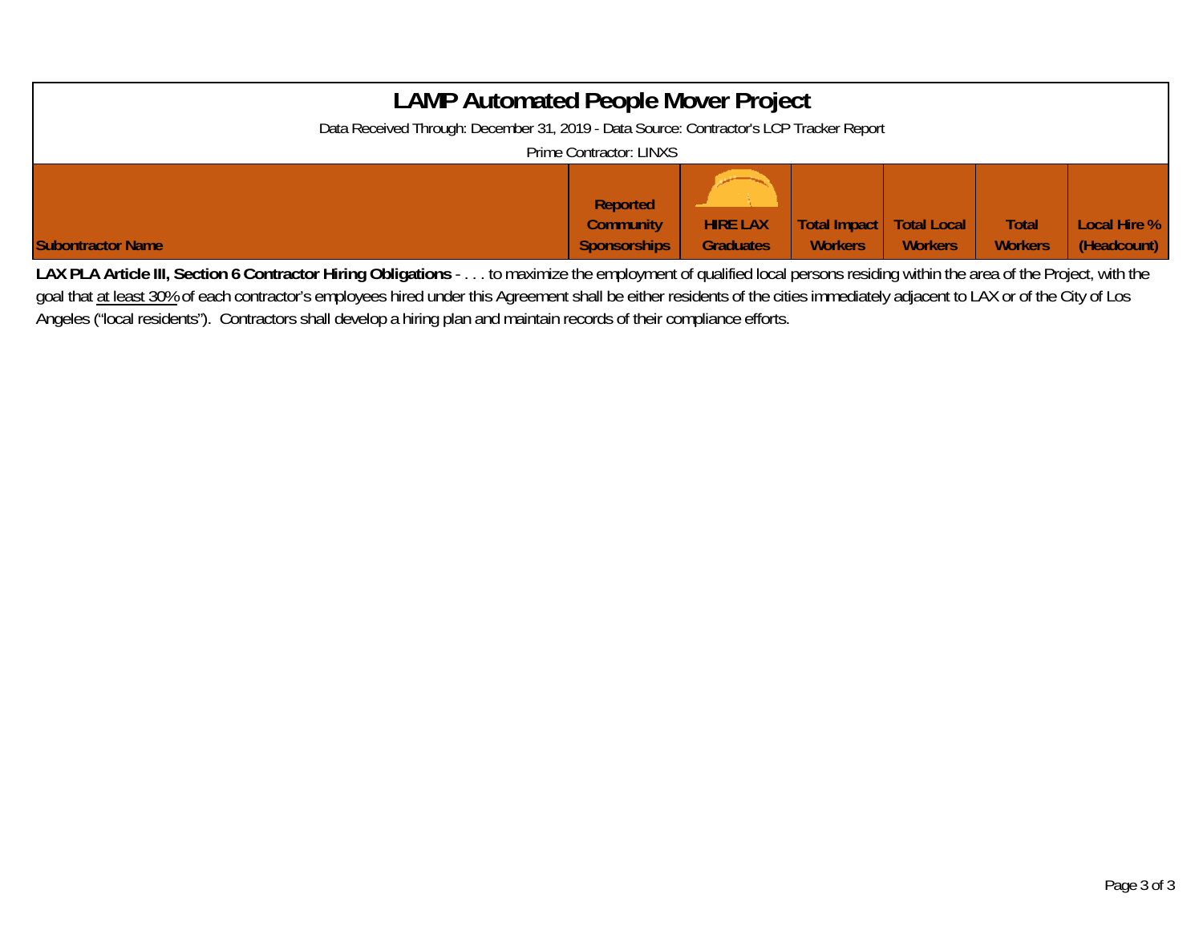# LAMP Automated People Mover Project

Data Received Through: December 31, 2019 - Data Source: Contractor's LCP Tracker Report

Prime Contractor: LINXS

| Subontractor Name | Reported Community Sponsorships | HIRE LAX Graduates | Total Impact Workers | Total Local Workers | Total Workers | Local Hire % (Headcount) |
|---|---|---|---|---|---|---|

**LAX PLA Article III, Section 6 Contractor Hiring Obligations** - . . . to maximize the employment of qualified local persons residing within the area of the Project, with the goal that <u>at least 30%</u> of each contractor's employees hired under this Agreement shall be either residents of the cities immediately adjacent to LAX or of the City of Los Angeles ("local residents"). Contractors shall develop a hiring plan and maintain records of their compliance efforts.